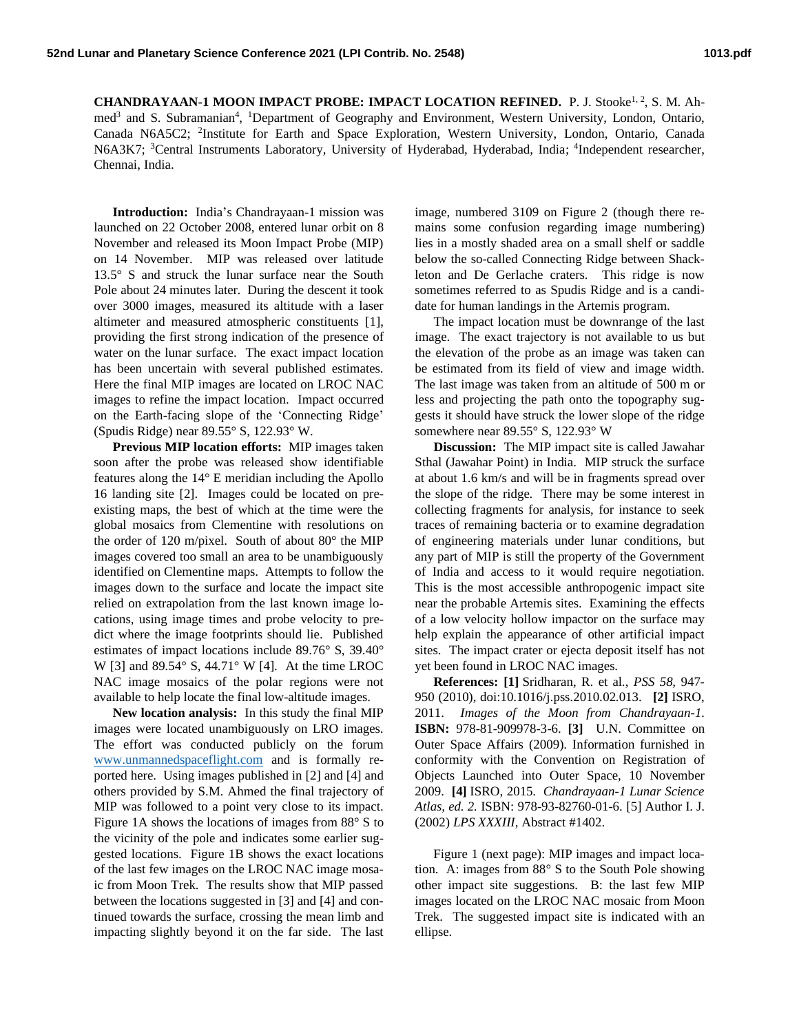# CHANDRAYAAN-1 MOON IMPACT PROBE: IMPACT LOCATION REFINED.

P. J. Stooke[1, 2], S. M. Ahmed[3] and S. Subramanian[4], [1]Department of Geography and Environment, Western University, London, Ontario, Canada N6A5C2; [2]Institute for Earth and Space Exploration, Western University, London, Ontario, Canada N6A3K7; [3]Central Instruments Laboratory, University of Hyderabad, Hyderabad, India; [4]Independent researcher, Chennai, India.

**Introduction:** India's Chandrayaan-1 mission was launched on 22 October 2008, entered lunar orbit on 8 November and released its Moon Impact Probe (MIP) on 14 November. MIP was released over latitude 13.5° S and struck the lunar surface near the South Pole about 24 minutes later. During the descent it took over 3000 images, measured its altitude with a laser altimeter and measured atmospheric constituents [1], providing the first strong indication of the presence of water on the lunar surface. The exact impact location has been uncertain with several published estimates. Here the final MIP images are located on LROC NAC images to refine the impact location. Impact occurred on the Earth-facing slope of the 'Connecting Ridge' (Spudis Ridge) near 89.55° S, 122.93° W.

**Previous MIP location efforts:** MIP images taken soon after the probe was released show identifiable features along the 14° E meridian including the Apollo 16 landing site [2]. Images could be located on pre-existing maps, the best of which at the time were the global mosaics from Clementine with resolutions on the order of 120 m/pixel. South of about 80° the MIP images covered too small an area to be unambiguously identified on Clementine maps. Attempts to follow the images down to the surface and locate the impact site relied on extrapolation from the last known image locations, using image times and probe velocity to predict where the image footprints should lie. Published estimates of impact locations include 89.76° S, 39.40° W [3] and 89.54° S, 44.71° W [4]. At the time LROC NAC image mosaics of the polar regions were not available to help locate the final low-altitude images.

**New location analysis:** In this study the final MIP images were located unambiguously on LRO images. The effort was conducted publicly on the forum www.unmannedspaceflight.com and is formally reported here. Using images published in [2] and [4] and others provided by S.M. Ahmed the final trajectory of MIP was followed to a point very close to its impact. Figure 1A shows the locations of images from 88° S to the vicinity of the pole and indicates some earlier suggested locations. Figure 1B shows the exact locations of the last few images on the LROC NAC image mosaic from Moon Trek. The results show that MIP passed between the locations suggested in [3] and [4] and continued towards the surface, crossing the mean limb and impacting slightly beyond it on the far side. The last image, numbered 3109 on Figure 2 (though there remains some confusion regarding image numbering) lies in a mostly shaded area on a small shelf or saddle below the so-called Connecting Ridge between Shackleton and De Gerlache craters. This ridge is now sometimes referred to as Spudis Ridge and is a candidate for human landings in the Artemis program.

The impact location must be downrange of the last image. The exact trajectory is not available to us but the elevation of the probe as an image was taken can be estimated from its field of view and image width. The last image was taken from an altitude of 500 m or less and projecting the path onto the topography suggests it should have struck the lower slope of the ridge somewhere near 89.55° S, 122.93° W

**Discussion:** The MIP impact site is called Jawahar Sthal (Jawahar Point) in India. MIP struck the surface at about 1.6 km/s and will be in fragments spread over the slope of the ridge. There may be some interest in collecting fragments for analysis, for instance to seek traces of remaining bacteria or to examine degradation of engineering materials under lunar conditions, but any part of MIP is still the property of the Government of India and access to it would require negotiation. This is the most accessible anthropogenic impact site near the probable Artemis sites. Examining the effects of a low velocity hollow impactor on the surface may help explain the appearance of other artificial impact sites. The impact crater or ejecta deposit itself has not yet been found in LROC NAC images.

**References:** **[1]** Sridharan, R. et al., *PSS 58*, 947-950 (2010), doi:10.1016/j.pss.2010.02.013. **[2]** ISRO, 2011. *Images of the Moon from Chandrayaan-1*. **ISBN:** 978-81-909978-3-6. **[3]** U.N. Committee on Outer Space Affairs (2009). Information furnished in conformity with the Convention on Registration of Objects Launched into Outer Space, 10 November 2009. **[4]** ISRO, 2015. *Chandrayaan-1 Lunar Science Atlas, ed. 2.* ISBN: 978-93-82760-01-6. [5] Author I. J. (2002) *LPS XXXIII*, Abstract #1402.

Figure 1 (next page): MIP images and impact location. A: images from 88° S to the South Pole showing other impact site suggestions. B: the last few MIP images located on the LROC NAC mosaic from Moon Trek. The suggested impact site is indicated with an ellipse.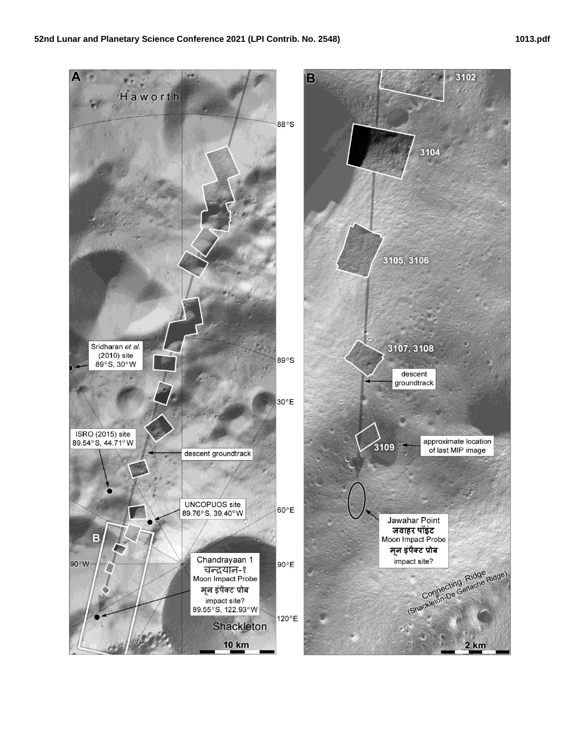A

Haworth

88°S

Sridharan *et al.* (2010) site
89°S, 30°W

89°S

30°E

ISRO (2015) site
89.54°S, 44.71°W

descent groundtrack

UNCOPUOS site
89.76°S, 39.40°W

60°E

B

90°W

90°E

Chandrayaan 1
चन्द्रयान-१
Moon Impact Probe
मून इंपैक्ट प्रोब
impact site?
89.55°S, 122.93°W

120°E

Shackleton

10 km

B

3102

3104

3105, 3106

3107, 3108

descent groundtrack

3109

approximate location of last MIP image

Jawahar Point
जवाहर पॉइंट
Moon Impact Probe
मून इंपैक्ट प्रोब
impact site?

Connecting Ridge
(Shackleton-De Gerlache Ridge)

2 km